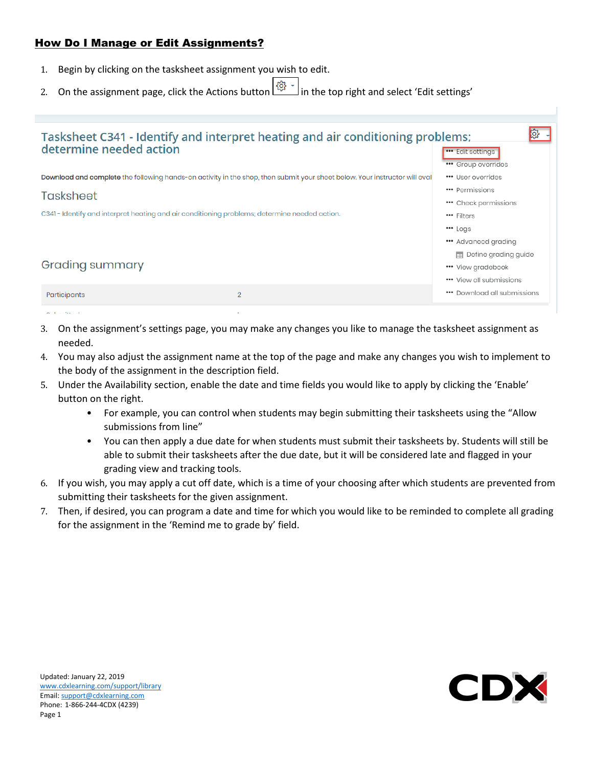## **How Do I Manage or Edit Assignments?**

1. Begin by clicking on the tasksheet assignment you wish to edit.
2. On the assignment page, click the Actions button in the top right and select 'Edit settings'
3. On the assignment's settings page, you may make any changes you like to manage the tasksheet assignment as needed.
4. You may also adjust the assignment name at the top of the page and make any changes you wish to implement to the body of the assignment in the description field.
5. Under the Availability section, enable the date and time fields you would like to apply by clicking the 'Enable' button on the right.
   - For example, you can control when students may begin submitting their tasksheets using the "Allow submissions from line"
   - You can then apply a due date for when students must submit their tasksheets by. Students will still be able to submit their tasksheets after the due date, but it will be considered late and flagged in your grading view and tracking tools.
6. If you wish, you may apply a cut off date, which is a time of your choosing after which students are prevented from submitting their tasksheets for the given assignment.
7. Then, if desired, you can program a date and time for which you would like to be reminded to complete all grading for the assignment in the 'Remind me to grade by' field.

Updated: January 22, 2019
www.cdxlearning.com/support/library
Email: support@cdxlearning.com
Phone: 1-866-244-4CDX (4239)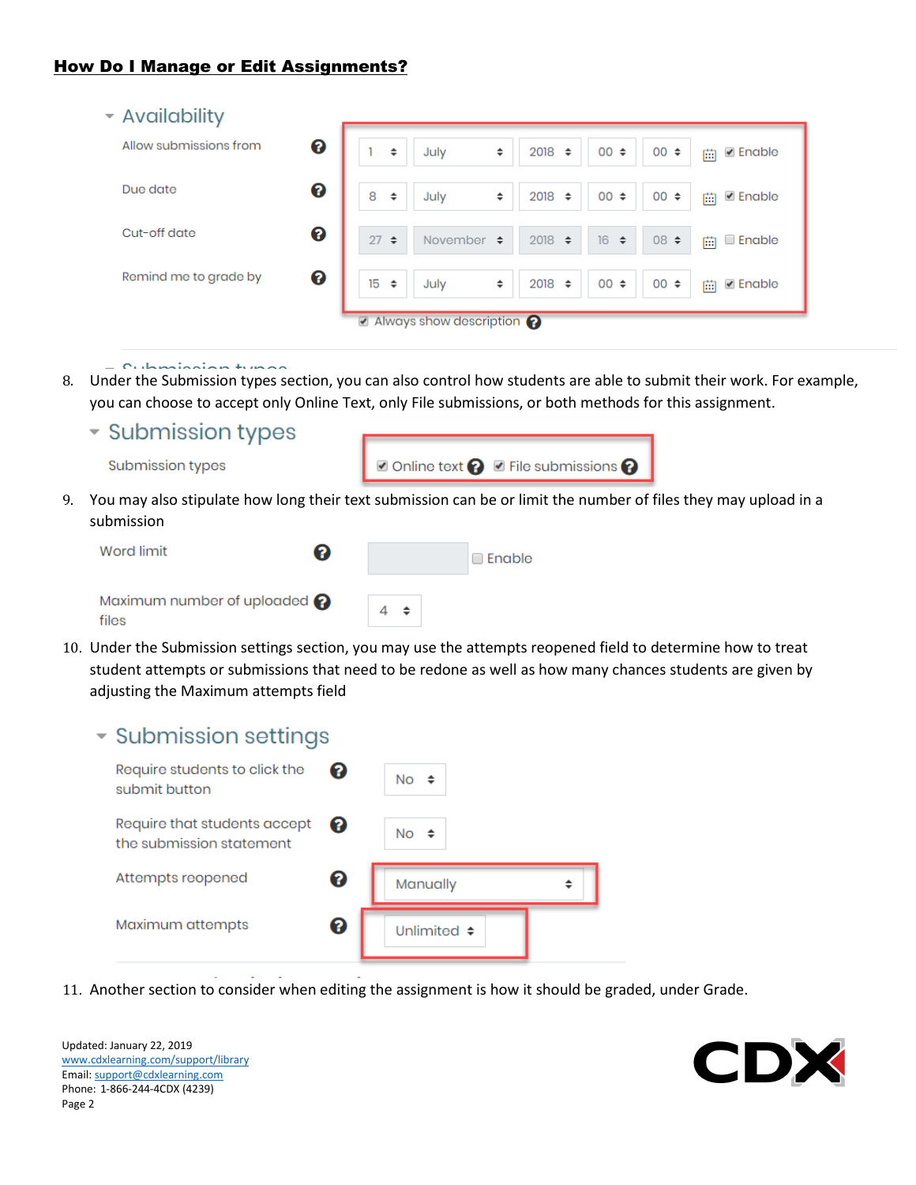## How Do I Manage or Edit Assignments?

Availability

Allow submissions from — 1 July 2018 00 00 ☑ Enable

Due date — 8 July 2018 00 00 ☑ Enable

Cut-off date — 27 November 2018 16 08 ☐ Enable

Remind me to grade by — 15 July 2018 00 00 ☑ Enable

☑ Always show description

8. Under the Submission types section, you can also control how students are able to submit their work. For example, you can choose to accept only Online Text, only File submissions, or both methods for this assignment.

Submission types

Submission types — ☑ Online text ☑ File submissions

9. You may also stipulate how long their text submission can be or limit the number of files they may upload in a submission

Word limit — ☐ Enable

Maximum number of uploaded files — 4

10. Under the Submission settings section, you may use the attempts reopened field to determine how to treat student attempts or submissions that need to be redone as well as how many chances students are given by adjusting the Maximum attempts field

Submission settings

Require students to click the submit button — No

Require that students accept the submission statement — No

Attempts reopened — Manually

Maximum attempts — Unlimited

11. Another section to consider when editing the assignment is how it should be graded, under Grade.

Updated: January 22, 2019
www.cdxlearning.com/support/library
Email: support@cdxlearning.com
Phone: 1-866-244-4CDX (4239)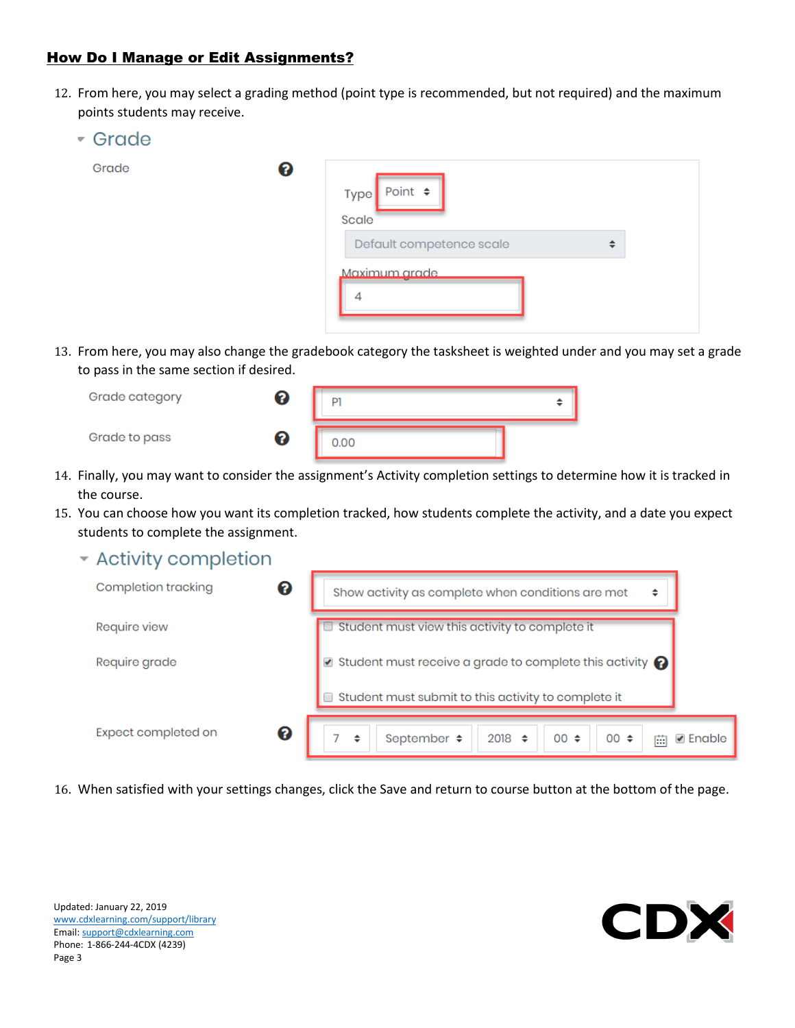## How Do I Manage or Edit Assignments?

12. From here, you may select a grading method (point type is recommended, but not required) and the maximum points students may receive.

Grade

Grade

Type Point

Scale

Default competence scale

Maximum grade

4

13. From here, you may also change the gradebook category the tasksheet is weighted under and you may set a grade to pass in the same section if desired.

Grade category P1

Grade to pass 0.00

14. Finally, you may want to consider the assignment's Activity completion settings to determine how it is tracked in the course.
15. You can choose how you want its completion tracked, how students complete the activity, and a date you expect students to complete the assignment.

Activity completion

Completion tracking: Show activity as complete when conditions are met

Require view: Student must view this activity to complete it

Require grade: Student must receive a grade to complete this activity

Student must submit to this activity to complete it

Expect completed on: 7 September 2018 00 00 Enable

16. When satisfied with your settings changes, click the Save and return to course button at the bottom of the page.

Updated: January 22, 2019
www.cdxlearning.com/support/library
Email: support@cdxlearning.com
Phone: 1-866-244-4CDX (4239)

CDX